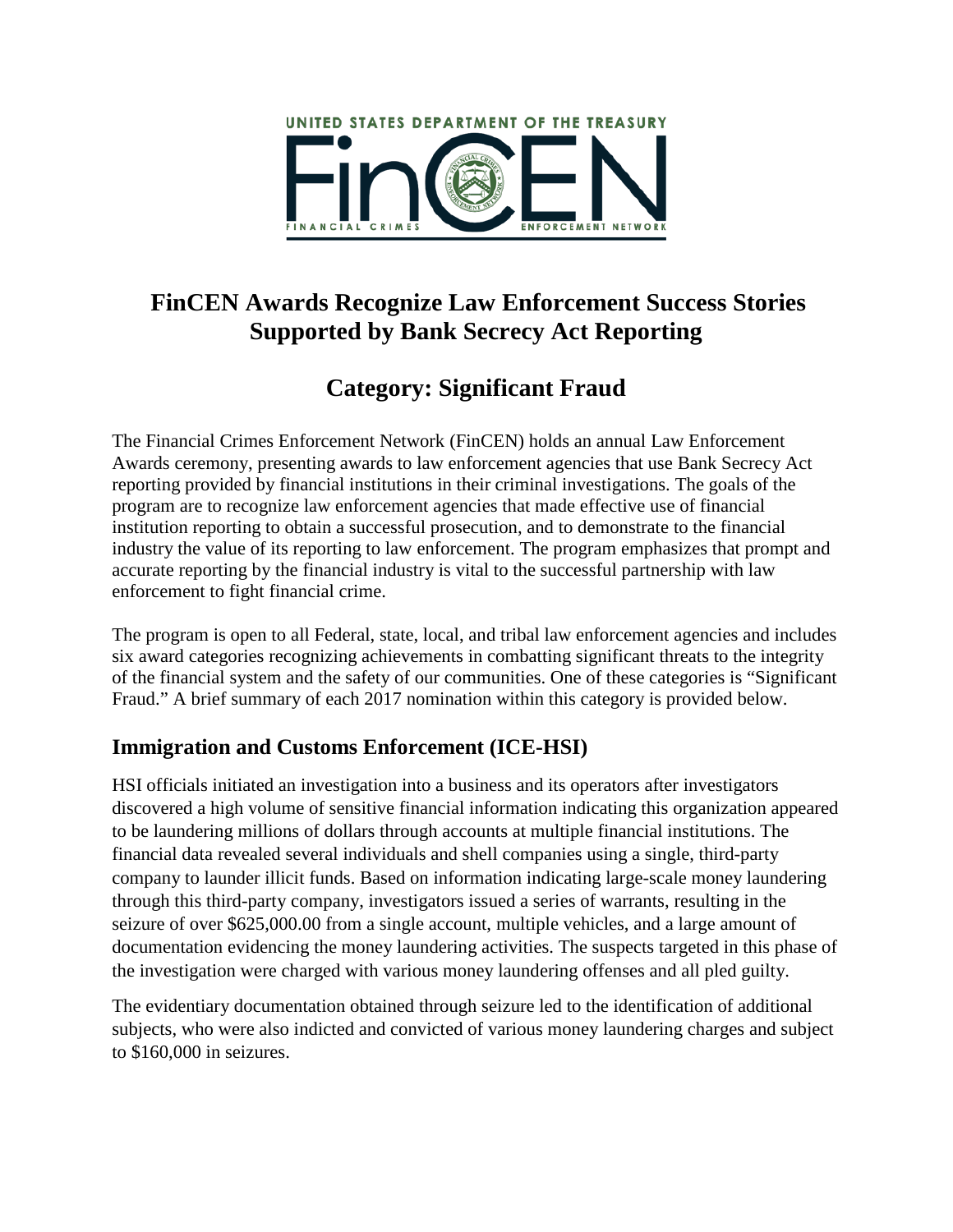# FinCEN Awards Recognize Law Enforcement Success Stories Supported by Bank Secrecy Act Reporting

## Category: Significant Fraud

The Financial Crimes Enforcement Network (FinCEN) holds an annual Law Enforcement Awards ceremony, presenting awards to law enforcement agencies that use Bank Secrecy Act reporting provided by financial institutions in their criminal investigations. The goals of the program are to recognize law enforcement agencies that made effective use of financial institution reporting to obtain a successful prosecution, and to demonstrate to the financial industry the value of its reporting to law enforcement. The program emphasizes that prompt and accurate reporting by the financial industry is vital to the successful partnership with law enforcement to fight financial crime.

The program is open to all Federal, state, local, and tribal law enforcement agencies and includes six award categories recognizing achievements in combatting significant threats to the integrity of the financial system and the safety of our communities. One of these categories is "Significant Fraud." A brief summary of each 2017 nomination within this category is provided below.

### Immigration and Customs Enforcement (ICE-HSI)

HSI officials initiated an investigation into a business and its operators after investigators discovered a high volume of sensitive financial information indicating this organization appeared to be laundering millions of dollars through accounts at multiple financial institutions. The financial data revealed several individuals and shell companies using a single, third-party company to launder illicit funds. Based on information indicating large-scale money laundering through this third-party company, investigators issued a series of warrants, resulting in the seizure of over $625,000.00 from a single account, multiple vehicles, and a large amount of documentation evidencing the money laundering activities. The suspects targeted in this phase of the investigation were charged with various money laundering offenses and all pled guilty.

The evidentiary documentation obtained through seizure led to the identification of additional subjects, who were also indicted and convicted of various money laundering charges and subject to $160,000 in seizures.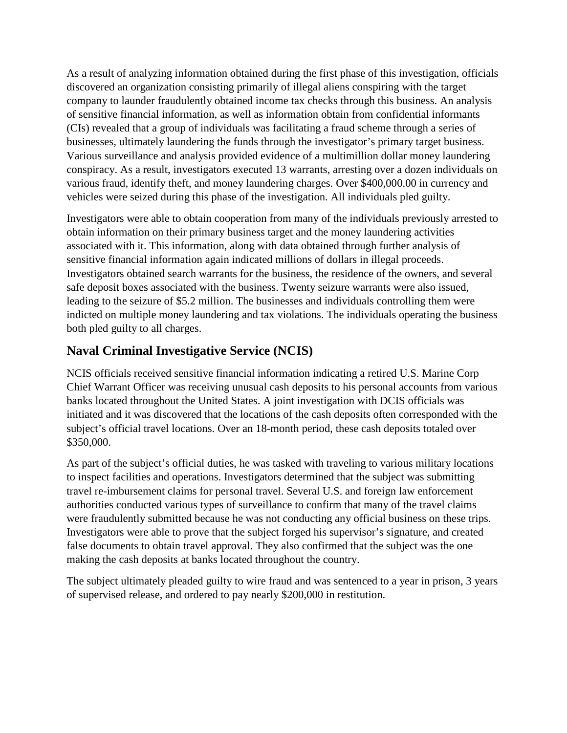As a result of analyzing information obtained during the first phase of this investigation, officials discovered an organization consisting primarily of illegal aliens conspiring with the target company to launder fraudulently obtained income tax checks through this business. An analysis of sensitive financial information, as well as information obtain from confidential informants (CIs) revealed that a group of individuals was facilitating a fraud scheme through a series of businesses, ultimately laundering the funds through the investigator's primary target business. Various surveillance and analysis provided evidence of a multimillion dollar money laundering conspiracy. As a result, investigators executed 13 warrants, arresting over a dozen individuals on various fraud, identify theft, and money laundering charges. Over $400,000.00 in currency and vehicles were seized during this phase of the investigation. All individuals pled guilty.

Investigators were able to obtain cooperation from many of the individuals previously arrested to obtain information on their primary business target and the money laundering activities associated with it. This information, along with data obtained through further analysis of sensitive financial information again indicated millions of dollars in illegal proceeds. Investigators obtained search warrants for the business, the residence of the owners, and several safe deposit boxes associated with the business. Twenty seizure warrants were also issued, leading to the seizure of $5.2 million. The businesses and individuals controlling them were indicted on multiple money laundering and tax violations. The individuals operating the business both pled guilty to all charges.

## Naval Criminal Investigative Service (NCIS)

NCIS officials received sensitive financial information indicating a retired U.S. Marine Corp Chief Warrant Officer was receiving unusual cash deposits to his personal accounts from various banks located throughout the United States. A joint investigation with DCIS officials was initiated and it was discovered that the locations of the cash deposits often corresponded with the subject's official travel locations. Over an 18-month period, these cash deposits totaled over $350,000.

As part of the subject's official duties, he was tasked with traveling to various military locations to inspect facilities and operations. Investigators determined that the subject was submitting travel re-imbursement claims for personal travel. Several U.S. and foreign law enforcement authorities conducted various types of surveillance to confirm that many of the travel claims were fraudulently submitted because he was not conducting any official business on these trips. Investigators were able to prove that the subject forged his supervisor's signature, and created false documents to obtain travel approval. They also confirmed that the subject was the one making the cash deposits at banks located throughout the country.

The subject ultimately pleaded guilty to wire fraud and was sentenced to a year in prison, 3 years of supervised release, and ordered to pay nearly $200,000 in restitution.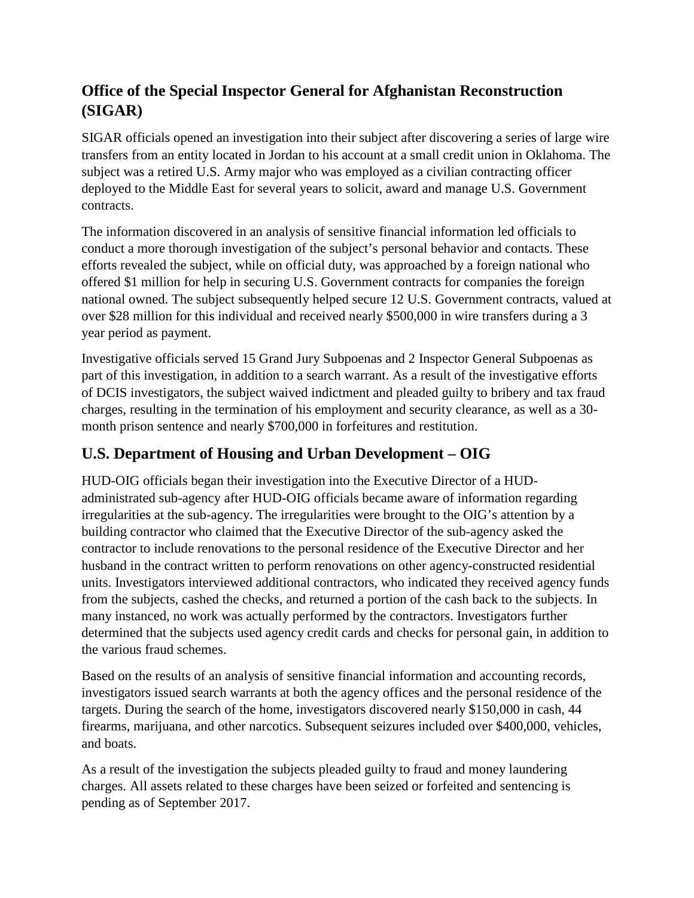## Office of the Special Inspector General for Afghanistan Reconstruction (SIGAR)

SIGAR officials opened an investigation into their subject after discovering a series of large wire transfers from an entity located in Jordan to his account at a small credit union in Oklahoma. The subject was a retired U.S. Army major who was employed as a civilian contracting officer deployed to the Middle East for several years to solicit, award and manage U.S. Government contracts.

The information discovered in an analysis of sensitive financial information led officials to conduct a more thorough investigation of the subject's personal behavior and contacts. These efforts revealed the subject, while on official duty, was approached by a foreign national who offered $1 million for help in securing U.S. Government contracts for companies the foreign national owned. The subject subsequently helped secure 12 U.S. Government contracts, valued at over $28 million for this individual and received nearly $500,000 in wire transfers during a 3 year period as payment.

Investigative officials served 15 Grand Jury Subpoenas and 2 Inspector General Subpoenas as part of this investigation, in addition to a search warrant. As a result of the investigative efforts of DCIS investigators, the subject waived indictment and pleaded guilty to bribery and tax fraud charges, resulting in the termination of his employment and security clearance, as well as a 30-month prison sentence and nearly $700,000 in forfeitures and restitution.

## U.S. Department of Housing and Urban Development – OIG

HUD-OIG officials began their investigation into the Executive Director of a HUD-administrated sub-agency after HUD-OIG officials became aware of information regarding irregularities at the sub-agency. The irregularities were brought to the OIG's attention by a building contractor who claimed that the Executive Director of the sub-agency asked the contractor to include renovations to the personal residence of the Executive Director and her husband in the contract written to perform renovations on other agency-constructed residential units. Investigators interviewed additional contractors, who indicated they received agency funds from the subjects, cashed the checks, and returned a portion of the cash back to the subjects. In many instanced, no work was actually performed by the contractors. Investigators further determined that the subjects used agency credit cards and checks for personal gain, in addition to the various fraud schemes.

Based on the results of an analysis of sensitive financial information and accounting records, investigators issued search warrants at both the agency offices and the personal residence of the targets. During the search of the home, investigators discovered nearly $150,000 in cash, 44 firearms, marijuana, and other narcotics. Subsequent seizures included over $400,000, vehicles, and boats.

As a result of the investigation the subjects pleaded guilty to fraud and money laundering charges. All assets related to these charges have been seized or forfeited and sentencing is pending as of September 2017.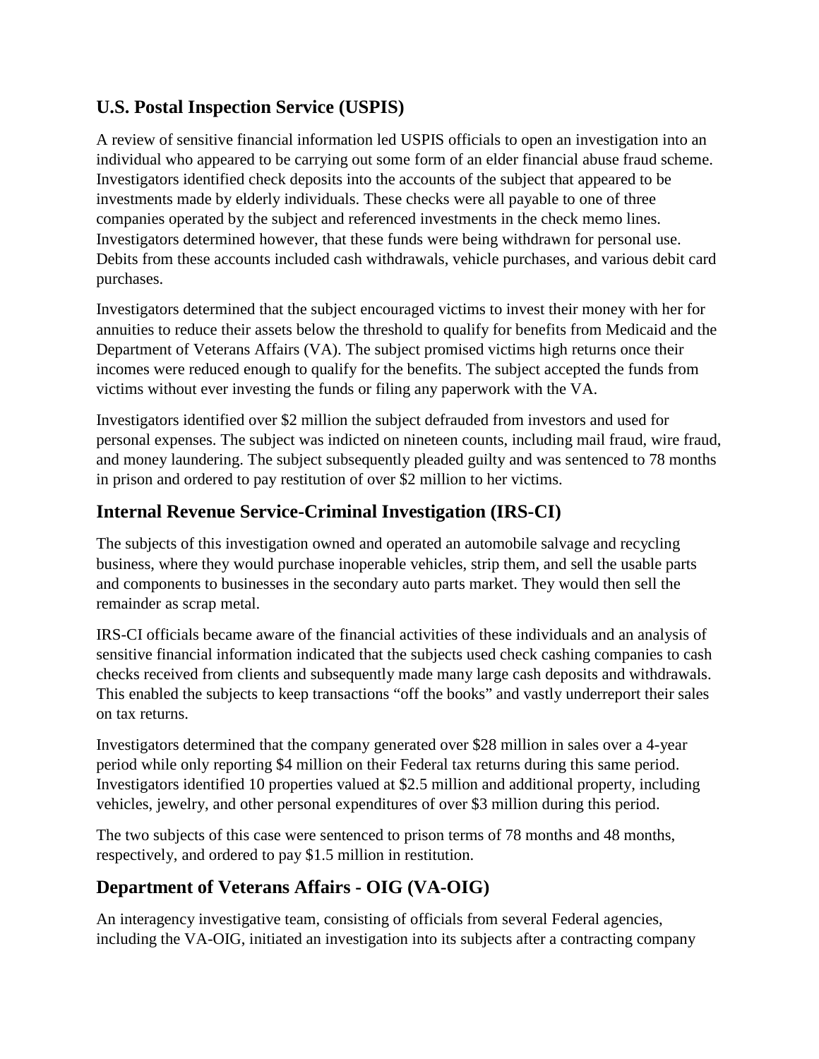## U.S. Postal Inspection Service (USPIS)

A review of sensitive financial information led USPIS officials to open an investigation into an individual who appeared to be carrying out some form of an elder financial abuse fraud scheme. Investigators identified check deposits into the accounts of the subject that appeared to be investments made by elderly individuals. These checks were all payable to one of three companies operated by the subject and referenced investments in the check memo lines. Investigators determined however, that these funds were being withdrawn for personal use. Debits from these accounts included cash withdrawals, vehicle purchases, and various debit card purchases.

Investigators determined that the subject encouraged victims to invest their money with her for annuities to reduce their assets below the threshold to qualify for benefits from Medicaid and the Department of Veterans Affairs (VA). The subject promised victims high returns once their incomes were reduced enough to qualify for the benefits. The subject accepted the funds from victims without ever investing the funds or filing any paperwork with the VA.

Investigators identified over $2 million the subject defrauded from investors and used for personal expenses. The subject was indicted on nineteen counts, including mail fraud, wire fraud, and money laundering. The subject subsequently pleaded guilty and was sentenced to 78 months in prison and ordered to pay restitution of over $2 million to her victims.

## Internal Revenue Service-Criminal Investigation (IRS-CI)

The subjects of this investigation owned and operated an automobile salvage and recycling business, where they would purchase inoperable vehicles, strip them, and sell the usable parts and components to businesses in the secondary auto parts market. They would then sell the remainder as scrap metal.

IRS-CI officials became aware of the financial activities of these individuals and an analysis of sensitive financial information indicated that the subjects used check cashing companies to cash checks received from clients and subsequently made many large cash deposits and withdrawals. This enabled the subjects to keep transactions "off the books" and vastly underreport their sales on tax returns.

Investigators determined that the company generated over $28 million in sales over a 4-year period while only reporting $4 million on their Federal tax returns during this same period. Investigators identified 10 properties valued at $2.5 million and additional property, including vehicles, jewelry, and other personal expenditures of over $3 million during this period.

The two subjects of this case were sentenced to prison terms of 78 months and 48 months, respectively, and ordered to pay $1.5 million in restitution.

## Department of Veterans Affairs - OIG (VA-OIG)

An interagency investigative team, consisting of officials from several Federal agencies, including the VA-OIG, initiated an investigation into its subjects after a contracting company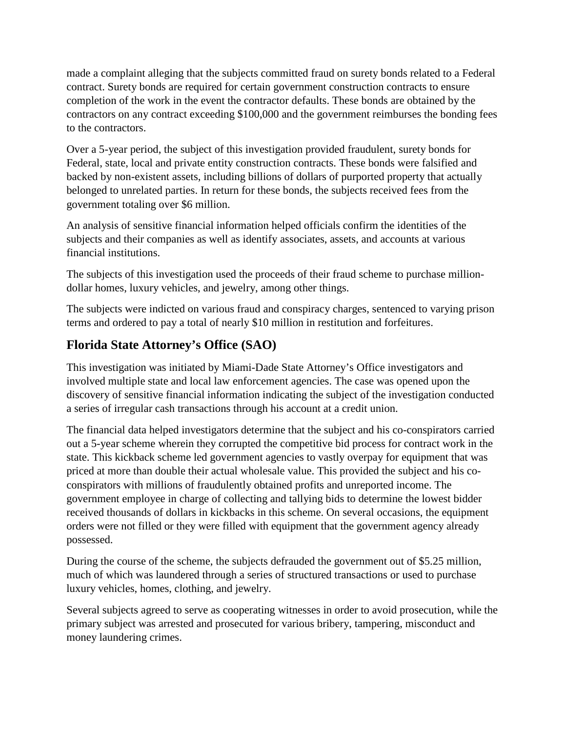made a complaint alleging that the subjects committed fraud on surety bonds related to a Federal contract. Surety bonds are required for certain government construction contracts to ensure completion of the work in the event the contractor defaults. These bonds are obtained by the contractors on any contract exceeding $100,000 and the government reimburses the bonding fees to the contractors.

Over a 5-year period, the subject of this investigation provided fraudulent, surety bonds for Federal, state, local and private entity construction contracts. These bonds were falsified and backed by non-existent assets, including billions of dollars of purported property that actually belonged to unrelated parties. In return for these bonds, the subjects received fees from the government totaling over $6 million.

An analysis of sensitive financial information helped officials confirm the identities of the subjects and their companies as well as identify associates, assets, and accounts at various financial institutions.

The subjects of this investigation used the proceeds of their fraud scheme to purchase million-dollar homes, luxury vehicles, and jewelry, among other things.

The subjects were indicted on various fraud and conspiracy charges, sentenced to varying prison terms and ordered to pay a total of nearly $10 million in restitution and forfeitures.

## Florida State Attorney's Office (SAO)

This investigation was initiated by Miami-Dade State Attorney's Office investigators and involved multiple state and local law enforcement agencies. The case was opened upon the discovery of sensitive financial information indicating the subject of the investigation conducted a series of irregular cash transactions through his account at a credit union.

The financial data helped investigators determine that the subject and his co-conspirators carried out a 5-year scheme wherein they corrupted the competitive bid process for contract work in the state. This kickback scheme led government agencies to vastly overpay for equipment that was priced at more than double their actual wholesale value. This provided the subject and his co-conspirators with millions of fraudulently obtained profits and unreported income. The government employee in charge of collecting and tallying bids to determine the lowest bidder received thousands of dollars in kickbacks in this scheme. On several occasions, the equipment orders were not filled or they were filled with equipment that the government agency already possessed.

During the course of the scheme, the subjects defrauded the government out of $5.25 million, much of which was laundered through a series of structured transactions or used to purchase luxury vehicles, homes, clothing, and jewelry.

Several subjects agreed to serve as cooperating witnesses in order to avoid prosecution, while the primary subject was arrested and prosecuted for various bribery, tampering, misconduct and money laundering crimes.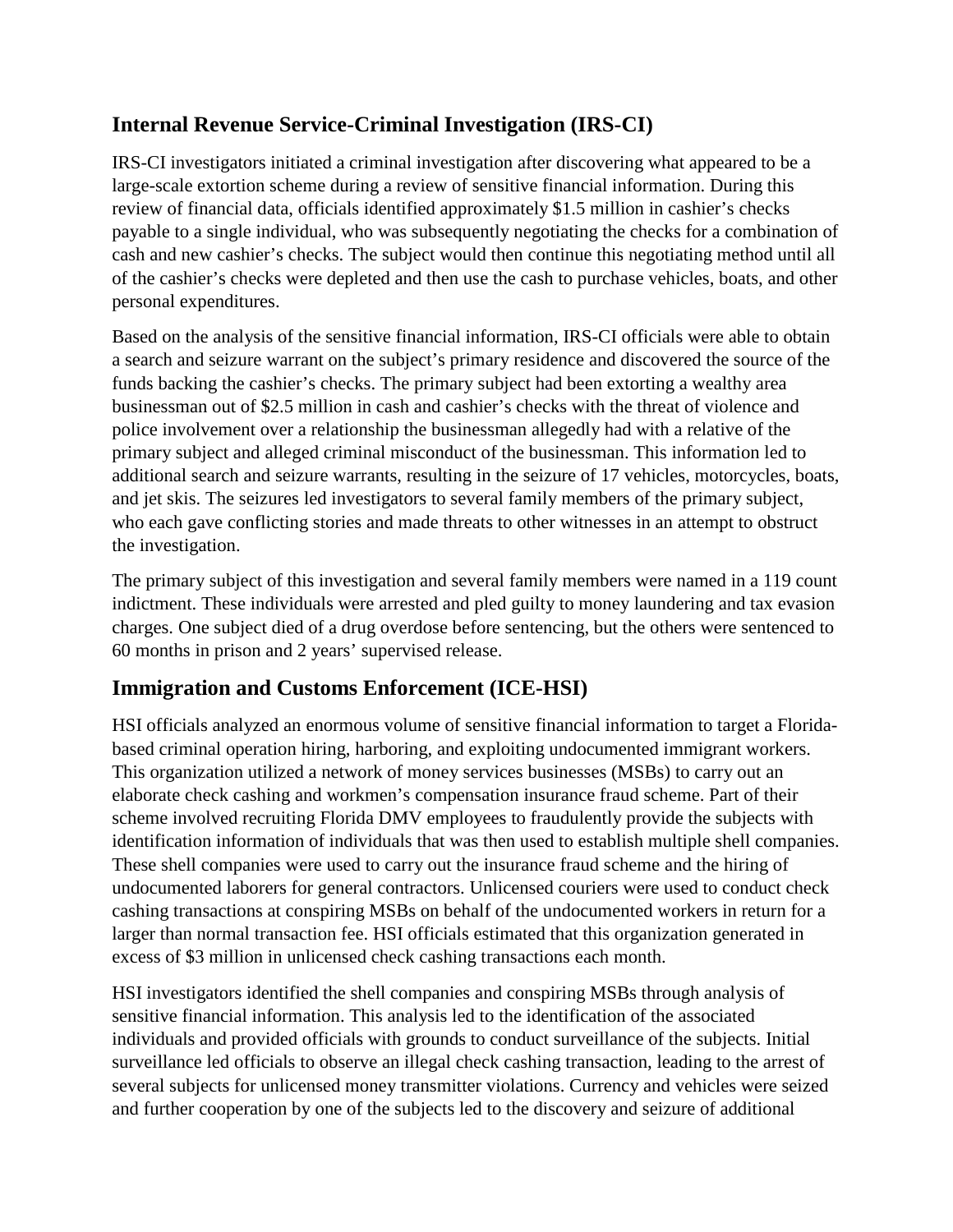## Internal Revenue Service-Criminal Investigation (IRS-CI)

IRS-CI investigators initiated a criminal investigation after discovering what appeared to be a large-scale extortion scheme during a review of sensitive financial information. During this review of financial data, officials identified approximately $1.5 million in cashier's checks payable to a single individual, who was subsequently negotiating the checks for a combination of cash and new cashier's checks. The subject would then continue this negotiating method until all of the cashier's checks were depleted and then use the cash to purchase vehicles, boats, and other personal expenditures.

Based on the analysis of the sensitive financial information, IRS-CI officials were able to obtain a search and seizure warrant on the subject's primary residence and discovered the source of the funds backing the cashier's checks. The primary subject had been extorting a wealthy area businessman out of $2.5 million in cash and cashier's checks with the threat of violence and police involvement over a relationship the businessman allegedly had with a relative of the primary subject and alleged criminal misconduct of the businessman. This information led to additional search and seizure warrants, resulting in the seizure of 17 vehicles, motorcycles, boats, and jet skis. The seizures led investigators to several family members of the primary subject, who each gave conflicting stories and made threats to other witnesses in an attempt to obstruct the investigation.

The primary subject of this investigation and several family members were named in a 119 count indictment. These individuals were arrested and pled guilty to money laundering and tax evasion charges. One subject died of a drug overdose before sentencing, but the others were sentenced to 60 months in prison and 2 years' supervised release.

## Immigration and Customs Enforcement (ICE-HSI)

HSI officials analyzed an enormous volume of sensitive financial information to target a Florida-based criminal operation hiring, harboring, and exploiting undocumented immigrant workers. This organization utilized a network of money services businesses (MSBs) to carry out an elaborate check cashing and workmen's compensation insurance fraud scheme. Part of their scheme involved recruiting Florida DMV employees to fraudulently provide the subjects with identification information of individuals that was then used to establish multiple shell companies. These shell companies were used to carry out the insurance fraud scheme and the hiring of undocumented laborers for general contractors. Unlicensed couriers were used to conduct check cashing transactions at conspiring MSBs on behalf of the undocumented workers in return for a larger than normal transaction fee. HSI officials estimated that this organization generated in excess of $3 million in unlicensed check cashing transactions each month.

HSI investigators identified the shell companies and conspiring MSBs through analysis of sensitive financial information. This analysis led to the identification of the associated individuals and provided officials with grounds to conduct surveillance of the subjects. Initial surveillance led officials to observe an illegal check cashing transaction, leading to the arrest of several subjects for unlicensed money transmitter violations. Currency and vehicles were seized and further cooperation by one of the subjects led to the discovery and seizure of additional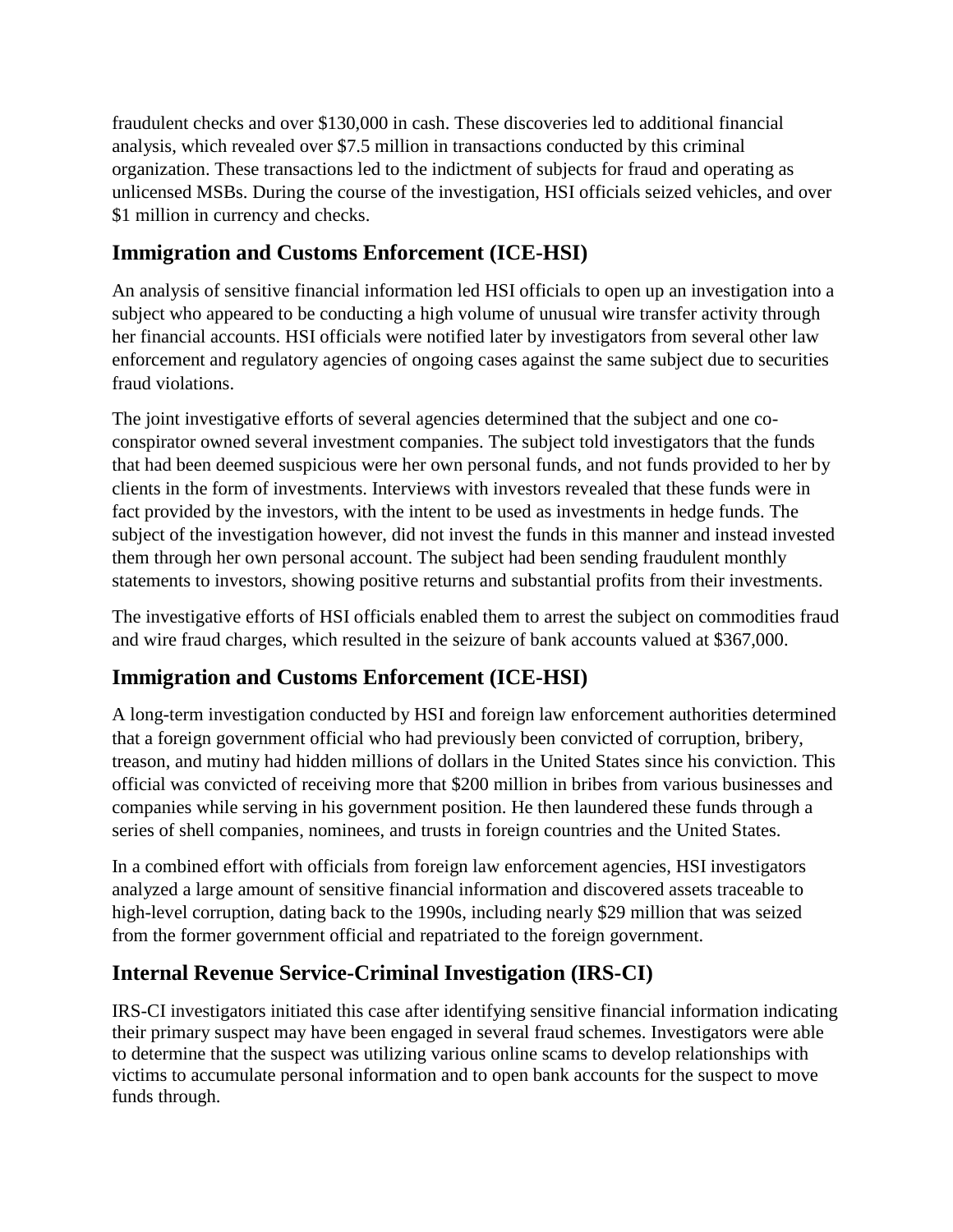fraudulent checks and over $130,000 in cash. These discoveries led to additional financial analysis, which revealed over $7.5 million in transactions conducted by this criminal organization. These transactions led to the indictment of subjects for fraud and operating as unlicensed MSBs. During the course of the investigation, HSI officials seized vehicles, and over $1 million in currency and checks.

## Immigration and Customs Enforcement (ICE-HSI)

An analysis of sensitive financial information led HSI officials to open up an investigation into a subject who appeared to be conducting a high volume of unusual wire transfer activity through her financial accounts. HSI officials were notified later by investigators from several other law enforcement and regulatory agencies of ongoing cases against the same subject due to securities fraud violations.

The joint investigative efforts of several agencies determined that the subject and one co-conspirator owned several investment companies. The subject told investigators that the funds that had been deemed suspicious were her own personal funds, and not funds provided to her by clients in the form of investments. Interviews with investors revealed that these funds were in fact provided by the investors, with the intent to be used as investments in hedge funds. The subject of the investigation however, did not invest the funds in this manner and instead invested them through her own personal account. The subject had been sending fraudulent monthly statements to investors, showing positive returns and substantial profits from their investments.

The investigative efforts of HSI officials enabled them to arrest the subject on commodities fraud and wire fraud charges, which resulted in the seizure of bank accounts valued at $367,000.

## Immigration and Customs Enforcement (ICE-HSI)

A long-term investigation conducted by HSI and foreign law enforcement authorities determined that a foreign government official who had previously been convicted of corruption, bribery, treason, and mutiny had hidden millions of dollars in the United States since his conviction. This official was convicted of receiving more that $200 million in bribes from various businesses and companies while serving in his government position. He then laundered these funds through a series of shell companies, nominees, and trusts in foreign countries and the United States.

In a combined effort with officials from foreign law enforcement agencies, HSI investigators analyzed a large amount of sensitive financial information and discovered assets traceable to high-level corruption, dating back to the 1990s, including nearly $29 million that was seized from the former government official and repatriated to the foreign government.

## Internal Revenue Service-Criminal Investigation (IRS-CI)

IRS-CI investigators initiated this case after identifying sensitive financial information indicating their primary suspect may have been engaged in several fraud schemes. Investigators were able to determine that the suspect was utilizing various online scams to develop relationships with victims to accumulate personal information and to open bank accounts for the suspect to move funds through.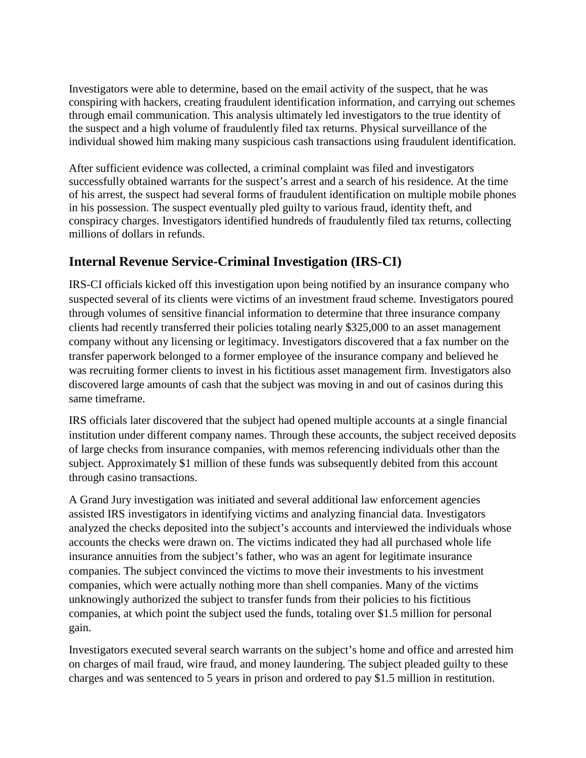Investigators were able to determine, based on the email activity of the suspect, that he was conspiring with hackers, creating fraudulent identification information, and carrying out schemes through email communication. This analysis ultimately led investigators to the true identity of the suspect and a high volume of fraudulently filed tax returns. Physical surveillance of the individual showed him making many suspicious cash transactions using fraudulent identification.

After sufficient evidence was collected, a criminal complaint was filed and investigators successfully obtained warrants for the suspect's arrest and a search of his residence. At the time of his arrest, the suspect had several forms of fraudulent identification on multiple mobile phones in his possession. The suspect eventually pled guilty to various fraud, identity theft, and conspiracy charges. Investigators identified hundreds of fraudulently filed tax returns, collecting millions of dollars in refunds.

## Internal Revenue Service-Criminal Investigation (IRS-CI)

IRS-CI officials kicked off this investigation upon being notified by an insurance company who suspected several of its clients were victims of an investment fraud scheme. Investigators poured through volumes of sensitive financial information to determine that three insurance company clients had recently transferred their policies totaling nearly $325,000 to an asset management company without any licensing or legitimacy. Investigators discovered that a fax number on the transfer paperwork belonged to a former employee of the insurance company and believed he was recruiting former clients to invest in his fictitious asset management firm. Investigators also discovered large amounts of cash that the subject was moving in and out of casinos during this same timeframe.

IRS officials later discovered that the subject had opened multiple accounts at a single financial institution under different company names. Through these accounts, the subject received deposits of large checks from insurance companies, with memos referencing individuals other than the subject. Approximately $1 million of these funds was subsequently debited from this account through casino transactions.

A Grand Jury investigation was initiated and several additional law enforcement agencies assisted IRS investigators in identifying victims and analyzing financial data. Investigators analyzed the checks deposited into the subject's accounts and interviewed the individuals whose accounts the checks were drawn on. The victims indicated they had all purchased whole life insurance annuities from the subject's father, who was an agent for legitimate insurance companies. The subject convinced the victims to move their investments to his investment companies, which were actually nothing more than shell companies. Many of the victims unknowingly authorized the subject to transfer funds from their policies to his fictitious companies, at which point the subject used the funds, totaling over $1.5 million for personal gain.

Investigators executed several search warrants on the subject's home and office and arrested him on charges of mail fraud, wire fraud, and money laundering. The subject pleaded guilty to these charges and was sentenced to 5 years in prison and ordered to pay $1.5 million in restitution.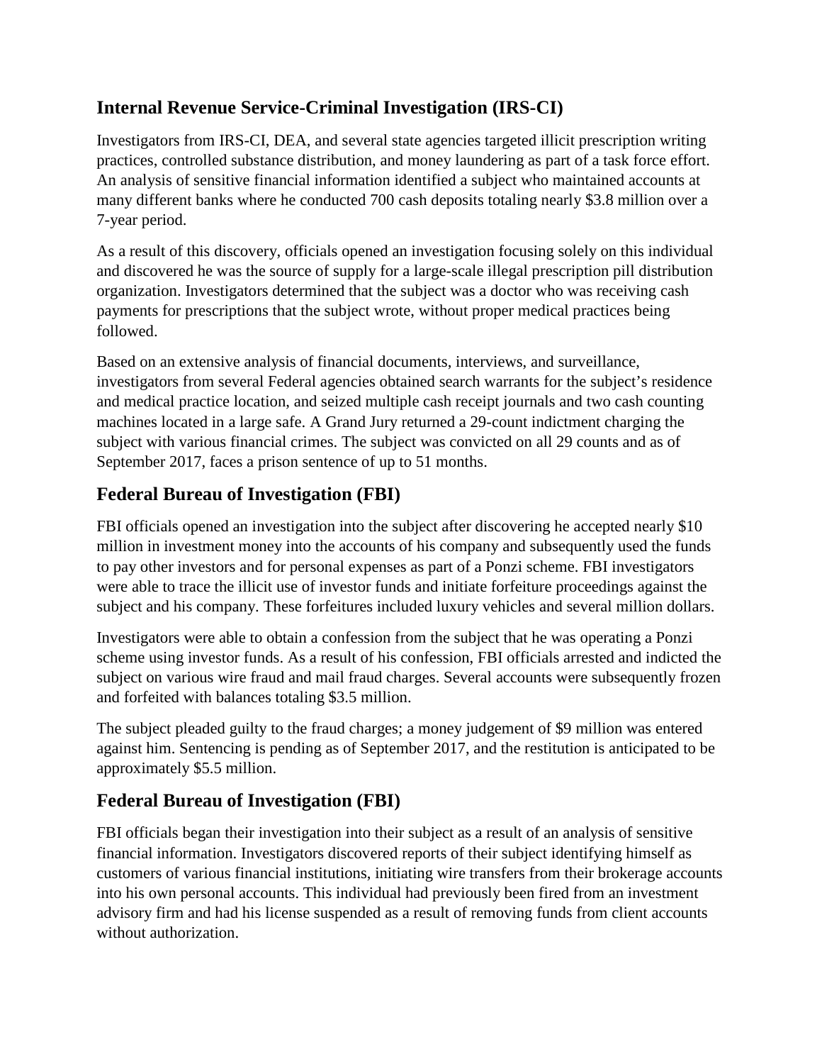## Internal Revenue Service-Criminal Investigation (IRS-CI)

Investigators from IRS-CI, DEA, and several state agencies targeted illicit prescription writing practices, controlled substance distribution, and money laundering as part of a task force effort. An analysis of sensitive financial information identified a subject who maintained accounts at many different banks where he conducted 700 cash deposits totaling nearly $3.8 million over a 7-year period.

As a result of this discovery, officials opened an investigation focusing solely on this individual and discovered he was the source of supply for a large-scale illegal prescription pill distribution organization. Investigators determined that the subject was a doctor who was receiving cash payments for prescriptions that the subject wrote, without proper medical practices being followed.

Based on an extensive analysis of financial documents, interviews, and surveillance, investigators from several Federal agencies obtained search warrants for the subject's residence and medical practice location, and seized multiple cash receipt journals and two cash counting machines located in a large safe. A Grand Jury returned a 29-count indictment charging the subject with various financial crimes. The subject was convicted on all 29 counts and as of September 2017, faces a prison sentence of up to 51 months.

## Federal Bureau of Investigation (FBI)

FBI officials opened an investigation into the subject after discovering he accepted nearly $10 million in investment money into the accounts of his company and subsequently used the funds to pay other investors and for personal expenses as part of a Ponzi scheme. FBI investigators were able to trace the illicit use of investor funds and initiate forfeiture proceedings against the subject and his company. These forfeitures included luxury vehicles and several million dollars.

Investigators were able to obtain a confession from the subject that he was operating a Ponzi scheme using investor funds. As a result of his confession, FBI officials arrested and indicted the subject on various wire fraud and mail fraud charges. Several accounts were subsequently frozen and forfeited with balances totaling $3.5 million.

The subject pleaded guilty to the fraud charges; a money judgement of $9 million was entered against him. Sentencing is pending as of September 2017, and the restitution is anticipated to be approximately $5.5 million.

## Federal Bureau of Investigation (FBI)

FBI officials began their investigation into their subject as a result of an analysis of sensitive financial information. Investigators discovered reports of their subject identifying himself as customers of various financial institutions, initiating wire transfers from their brokerage accounts into his own personal accounts. This individual had previously been fired from an investment advisory firm and had his license suspended as a result of removing funds from client accounts without authorization.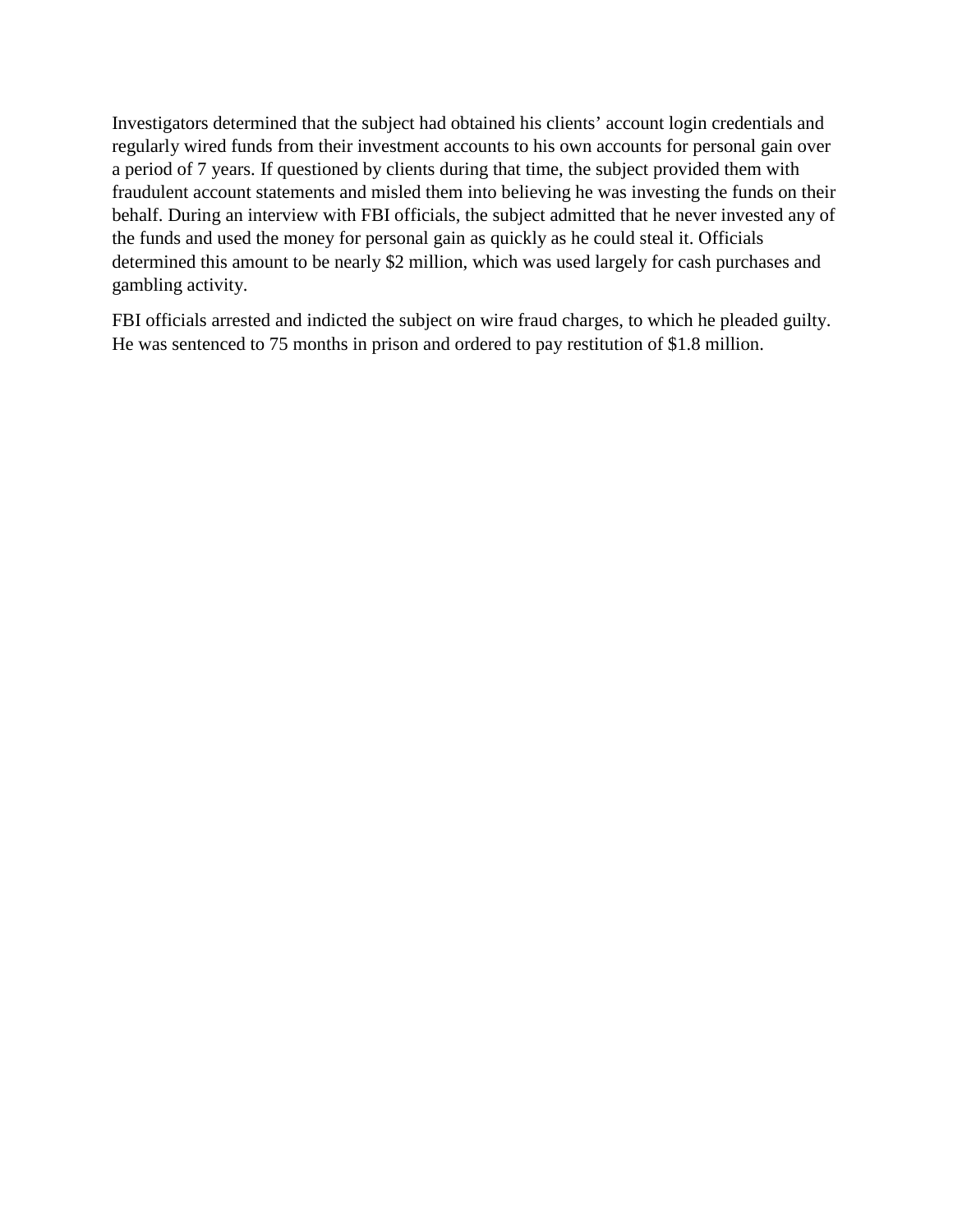Investigators determined that the subject had obtained his clients' account login credentials and regularly wired funds from their investment accounts to his own accounts for personal gain over a period of 7 years. If questioned by clients during that time, the subject provided them with fraudulent account statements and misled them into believing he was investing the funds on their behalf. During an interview with FBI officials, the subject admitted that he never invested any of the funds and used the money for personal gain as quickly as he could steal it. Officials determined this amount to be nearly $2 million, which was used largely for cash purchases and gambling activity.

FBI officials arrested and indicted the subject on wire fraud charges, to which he pleaded guilty. He was sentenced to 75 months in prison and ordered to pay restitution of $1.8 million.